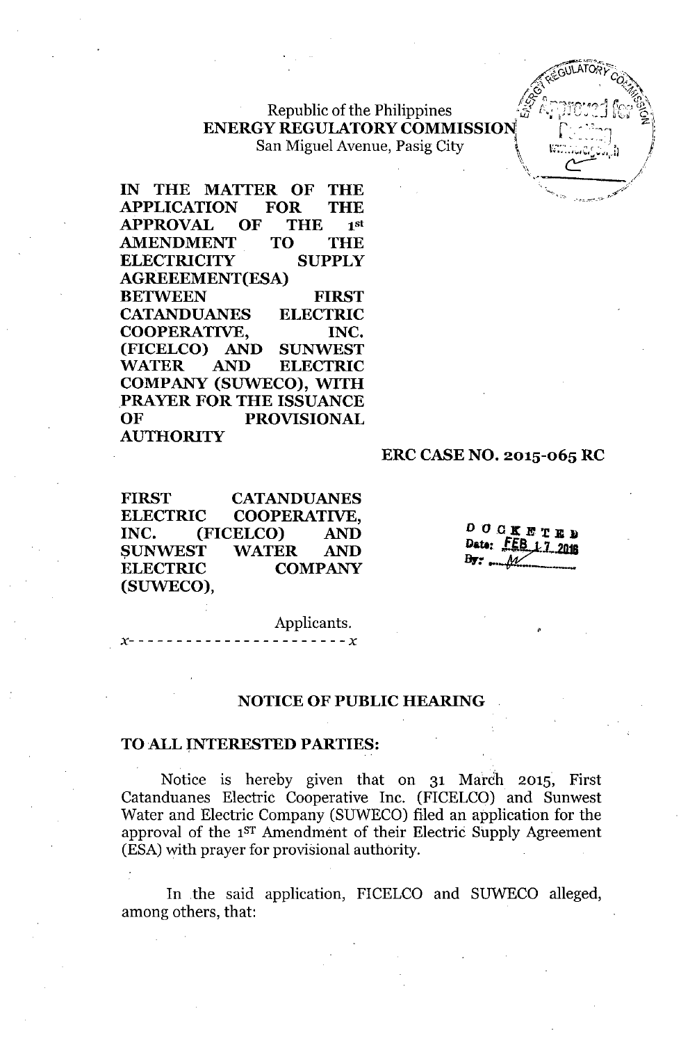Republic of the Philippines
**ENERGY REGULATORY COMMISSION**
San Miguel Avenue, Pasig City

**IN THE MATTER OF THE APPLICATION FOR THE APPROVAL OF THE 1st AMENDMENT TO THE ELECTRICITY SUPPLY AGREEEMENT(ESA) BETWEEN FIRST CATANDUANES ELECTRIC COOPERATIVE, INC. (FICELCO) AND SUNWEST WATER AND ELECTRIC COMPANY (SUWECO), WITH PRAYER FOR THE ISSUANCE OF PROVISIONAL AUTHORITY**

**ERC CASE NO. 2015-065 RC**

**FIRST CATANDUANES ELECTRIC COOPERATIVE, INC. (FICELCO) AND SUNWEST WATER AND ELECTRIC COMPANY (SUWECO),**

Applicants.

x- - - - - - - - - - - - - - - - - - - - - - - x

DOCKETED
Date: FEB 17 2016
By: M

## NOTICE OF PUBLIC HEARING

**TO ALL INTERESTED PARTIES:**

Notice is hereby given that on 31 March 2015, First Catanduanes Electric Cooperative Inc. (FICELCO) and Sunwest Water and Electric Company (SUWECO) filed an application for the approval of the 1ST Amendment of their Electric Supply Agreement (ESA) with prayer for provisional authority.

In the said application, FICELCO and SUWECO alleged, among others, that: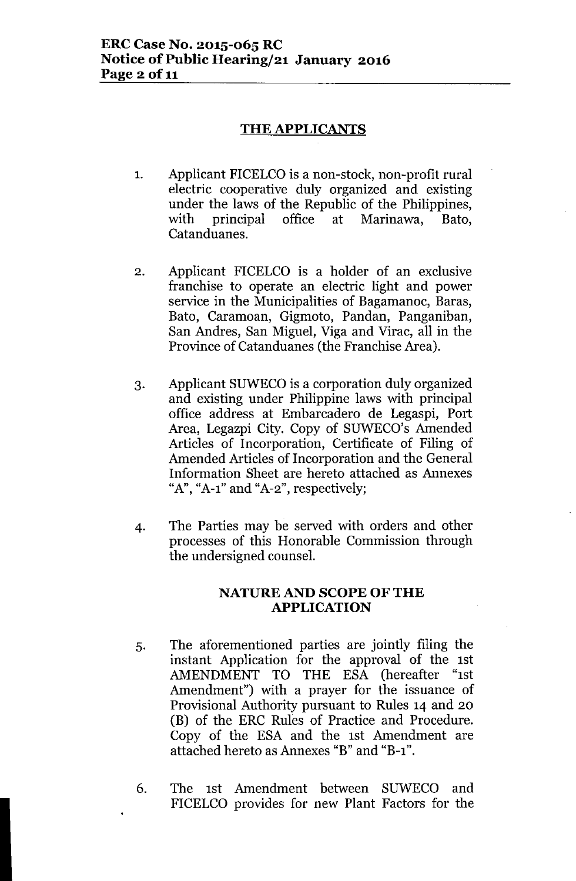## THE APPLICANTS

1. Applicant FICELCO is a non-stock, non-profit rural electric cooperative duly organized and existing under the laws of the Republic of the Philippines, with principal office at Marinawa, Bato, Catanduanes.

2. Applicant FICELCO is a holder of an exclusive franchise to operate an electric light and power service in the Municipalities of Bagamanoc, Baras, Bato, Caramoan, Gigmoto, Pandan, Panganiban, San Andres, San Miguel, Viga and Virac, all in the Province of Catanduanes (the Franchise Area).

3. Applicant SUWECO is a corporation duly organized and existing under Philippine laws with principal office address at Embarcadero de Legaspi, Port Area, Legazpi City. Copy of SUWECO's Amended Articles of Incorporation, Certificate of Filing of Amended Articles of Incorporation and the General Information Sheet are hereto attached as Annexes "A", "A-1" and "A-2", respectively;

4. The Parties may be served with orders and other processes of this Honorable Commission through the undersigned counsel.

## NATURE AND SCOPE OF THE APPLICATION

5. The aforementioned parties are jointly filing the instant Application for the approval of the 1st AMENDMENT TO THE ESA (hereafter "1st Amendment") with a prayer for the issuance of Provisional Authority pursuant to Rules 14 and 20 (B) of the ERC Rules of Practice and Procedure. Copy of the ESA and the 1st Amendment are attached hereto as Annexes "B" and "B-1".

6. The 1st Amendment between SUWECO and FICELCO provides for new Plant Factors for the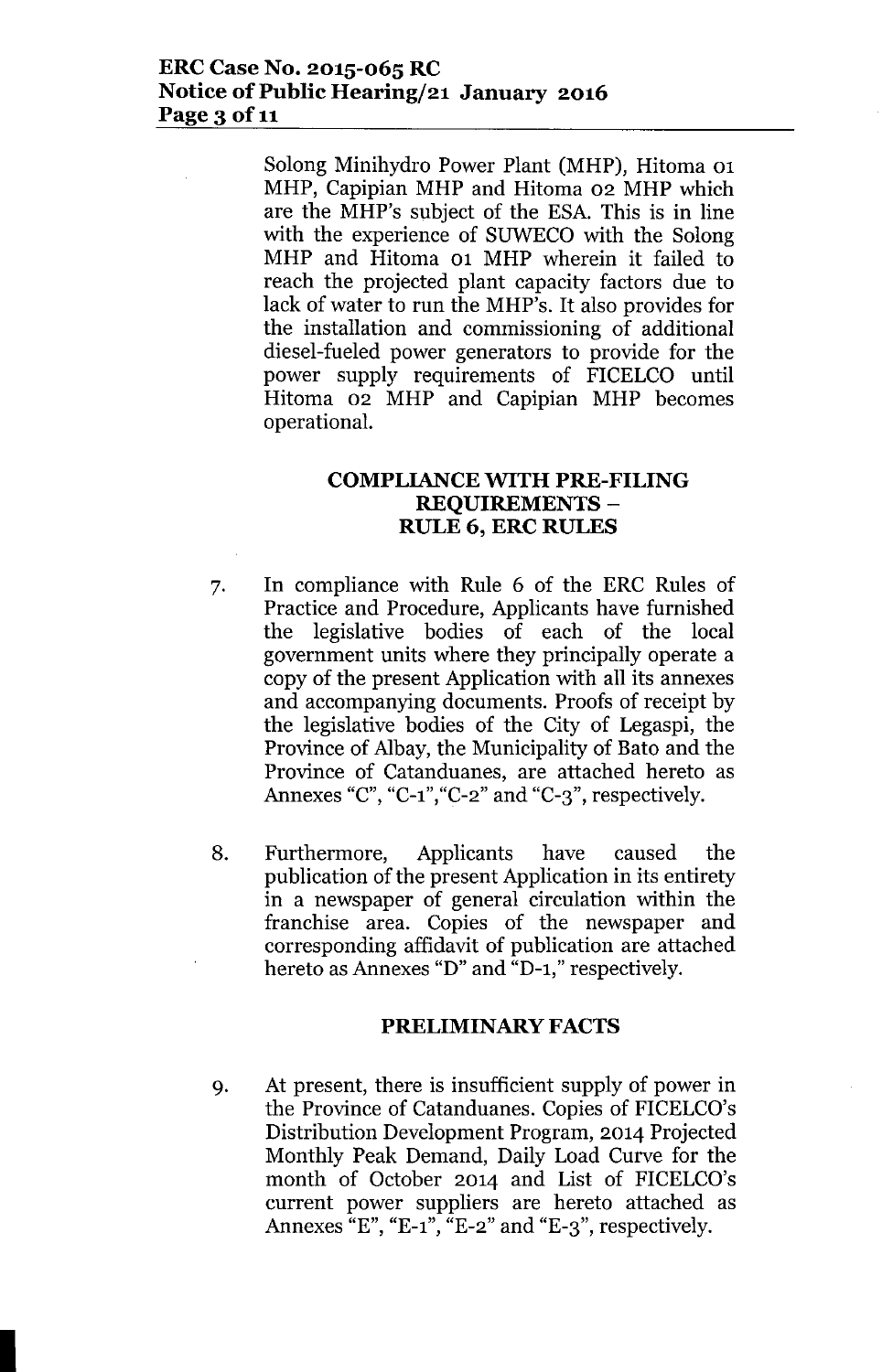Solong Minihydro Power Plant (MHP), Hitoma 01 MHP, Capipian MHP and Hitoma 02 MHP which are the MHP's subject of the ESA. This is in line with the experience of SUWECO with the Solong MHP and Hitoma 01 MHP wherein it failed to reach the projected plant capacity factors due to lack of water to run the MHP's. It also provides for the installation and commissioning of additional diesel-fueled power generators to provide for the power supply requirements of FICELCO until Hitoma 02 MHP and Capipian MHP becomes operational.

## COMPLIANCE WITH PRE-FILING REQUIREMENTS – RULE 6, ERC RULES

7. In compliance with Rule 6 of the ERC Rules of Practice and Procedure, Applicants have furnished the legislative bodies of each of the local government units where they principally operate a copy of the present Application with all its annexes and accompanying documents. Proofs of receipt by the legislative bodies of the City of Legaspi, the Province of Albay, the Municipality of Bato and the Province of Catanduanes, are attached hereto as Annexes "C", "C-1","C-2" and "C-3", respectively.

8. Furthermore, Applicants have caused the publication of the present Application in its entirety in a newspaper of general circulation within the franchise area. Copies of the newspaper and corresponding affidavit of publication are attached hereto as Annexes "D" and "D-1," respectively.

## PRELIMINARY FACTS

9. At present, there is insufficient supply of power in the Province of Catanduanes. Copies of FICELCO's Distribution Development Program, 2014 Projected Monthly Peak Demand, Daily Load Curve for the month of October 2014 and List of FICELCO's current power suppliers are hereto attached as Annexes "E", "E-1", "E-2" and "E-3", respectively.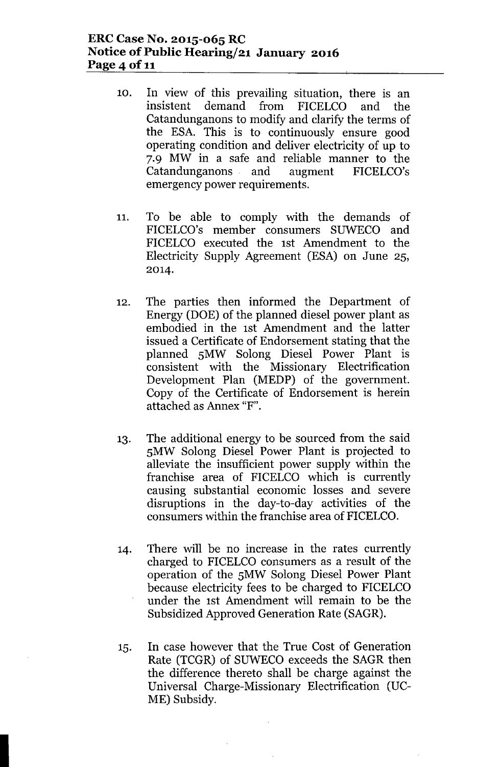10. In view of this prevailing situation, there is an insistent demand from FICELCO and the Catandunganons to modify and clarify the terms of the ESA. This is to continuously ensure good operating condition and deliver electricity of up to 7.9 MW in a safe and reliable manner to the Catandunganons and augment FICELCO's emergency power requirements.

11. To be able to comply with the demands of FICELCO's member consumers SUWECO and FICELCO executed the 1st Amendment to the Electricity Supply Agreement (ESA) on June 25, 2014.

12. The parties then informed the Department of Energy (DOE) of the planned diesel power plant as embodied in the 1st Amendment and the latter issued a Certificate of Endorsement stating that the planned 5MW Solong Diesel Power Plant is consistent with the Missionary Electrification Development Plan (MEDP) of the government. Copy of the Certificate of Endorsement is herein attached as Annex "F".

13. The additional energy to be sourced from the said 5MW Solong Diesel Power Plant is projected to alleviate the insufficient power supply within the franchise area of FICELCO which is currently causing substantial economic losses and severe disruptions in the day-to-day activities of the consumers within the franchise area of FICELCO.

14. There will be no increase in the rates currently charged to FICELCO consumers as a result of the operation of the 5MW Solong Diesel Power Plant because electricity fees to be charged to FICELCO under the 1st Amendment will remain to be the Subsidized Approved Generation Rate (SAGR).

15. In case however that the True Cost of Generation Rate (TCGR) of SUWECO exceeds the SAGR then the difference thereto shall be charge against the Universal Charge-Missionary Electrification (UC-ME) Subsidy.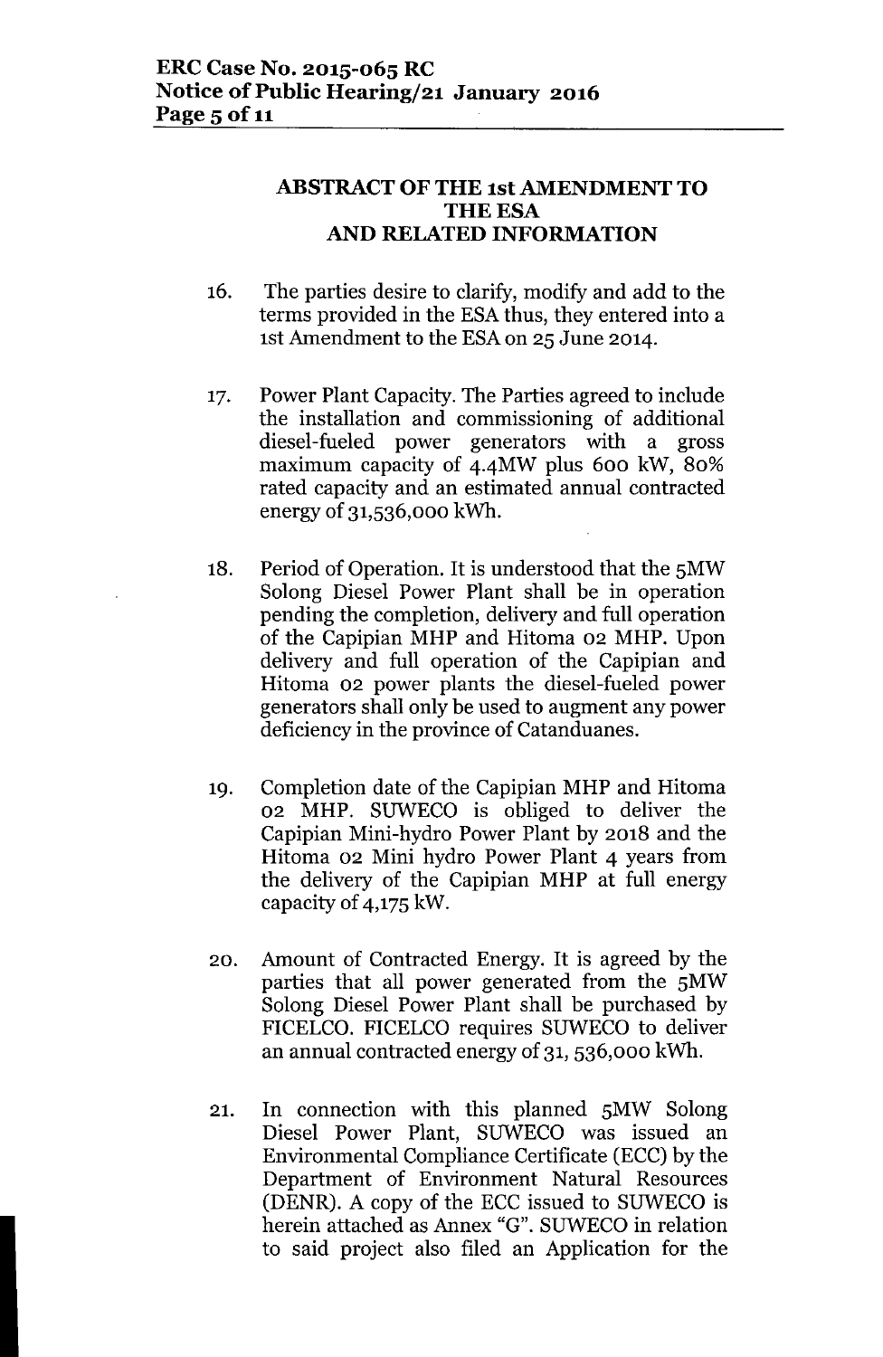## ABSTRACT OF THE 1st AMENDMENT TO THE ESA AND RELATED INFORMATION

16. The parties desire to clarify, modify and add to the terms provided in the ESA thus, they entered into a 1st Amendment to the ESA on 25 June 2014.

17. Power Plant Capacity. The Parties agreed to include the installation and commissioning of additional diesel-fueled power generators with a gross maximum capacity of 4.4MW plus 600 kW, 80% rated capacity and an estimated annual contracted energy of 31,536,000 kWh.

18. Period of Operation. It is understood that the 5MW Solong Diesel Power Plant shall be in operation pending the completion, delivery and full operation of the Capipian MHP and Hitoma 02 MHP. Upon delivery and full operation of the Capipian and Hitoma 02 power plants the diesel-fueled power generators shall only be used to augment any power deficiency in the province of Catanduanes.

19. Completion date of the Capipian MHP and Hitoma 02 MHP. SUWECO is obliged to deliver the Capipian Mini-hydro Power Plant by 2018 and the Hitoma 02 Mini hydro Power Plant 4 years from the delivery of the Capipian MHP at full energy capacity of 4,175 kW.

20. Amount of Contracted Energy. It is agreed by the parties that all power generated from the 5MW Solong Diesel Power Plant shall be purchased by FICELCO. FICELCO requires SUWECO to deliver an annual contracted energy of 31, 536,000 kWh.

21. In connection with this planned 5MW Solong Diesel Power Plant, SUWECO was issued an Environmental Compliance Certificate (ECC) by the Department of Environment Natural Resources (DENR). A copy of the ECC issued to SUWECO is herein attached as Annex "G". SUWECO in relation to said project also filed an Application for the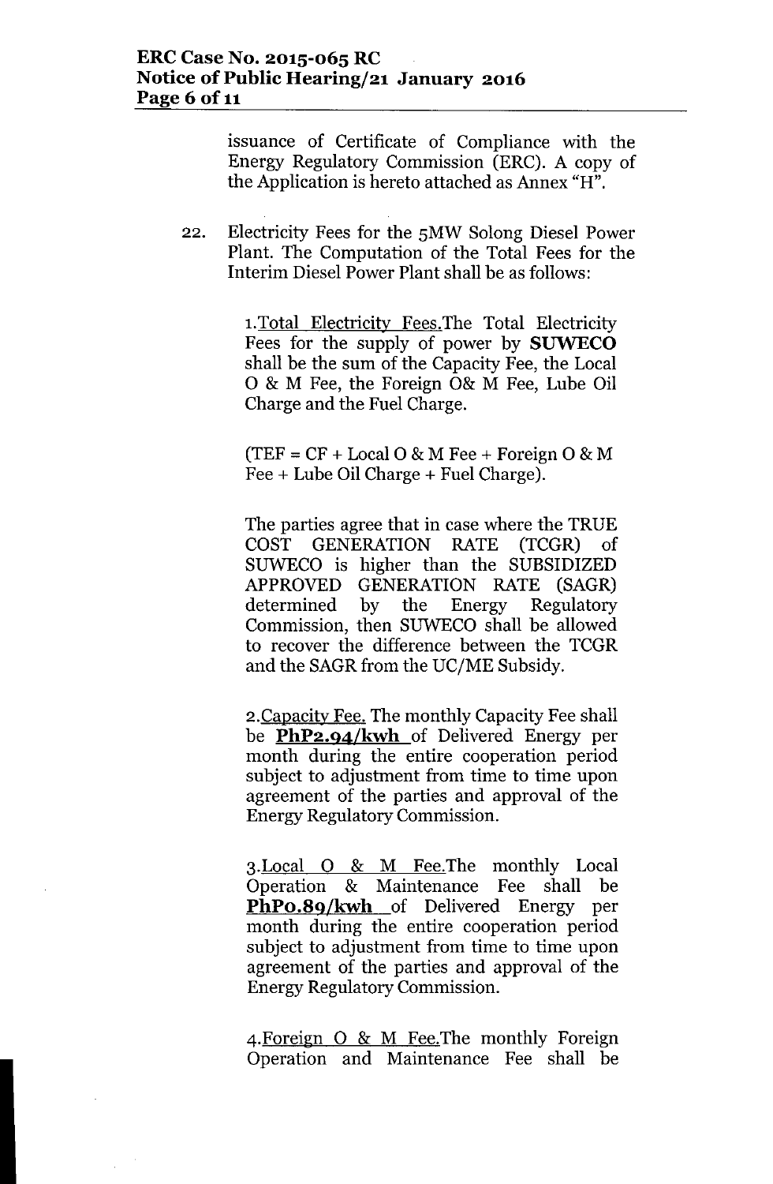issuance of Certificate of Compliance with the Energy Regulatory Commission (ERC). A copy of the Application is hereto attached as Annex "H".

22. Electricity Fees for the 5MW Solong Diesel Power Plant. The Computation of the Total Fees for the Interim Diesel Power Plant shall be as follows:

    1.Total Electricity Fees.The Total Electricity Fees for the supply of power by **SUWECO** shall be the sum of the Capacity Fee, the Local O & M Fee, the Foreign O& M Fee, Lube Oil Charge and the Fuel Charge.

    (TEF = CF + Local O & M Fee + Foreign O & M Fee + Lube Oil Charge + Fuel Charge).

    The parties agree that in case where the TRUE COST GENERATION RATE (TCGR) of SUWECO is higher than the SUBSIDIZED APPROVED GENERATION RATE (SAGR) determined by the Energy Regulatory Commission, then SUWECO shall be allowed to recover the difference between the TCGR and the SAGR from the UC/ME Subsidy.

    2.Capacity Fee. The monthly Capacity Fee shall be **PhP2.94/kwh** of Delivered Energy per month during the entire cooperation period subject to adjustment from time to time upon agreement of the parties and approval of the Energy Regulatory Commission.

    3.Local O & M Fee.The monthly Local Operation & Maintenance Fee shall be **PhP0.89/kwh** of Delivered Energy per month during the entire cooperation period subject to adjustment from time to time upon agreement of the parties and approval of the Energy Regulatory Commission.

    4.Foreign O & M Fee.The monthly Foreign Operation and Maintenance Fee shall be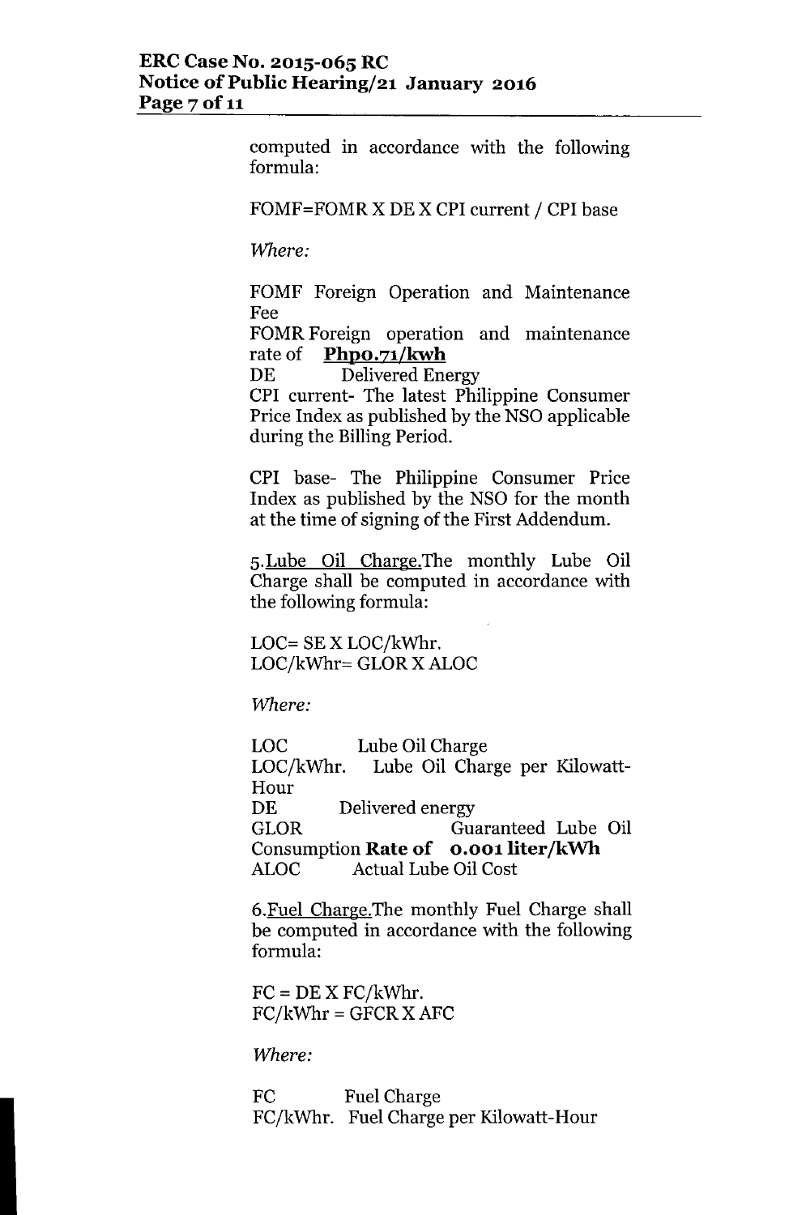computed in accordance with the following formula:

FOMF=FOMR X DE X CPI current / CPI base

*Where:*

FOMF Foreign Operation and Maintenance Fee
FOMR Foreign operation and maintenance rate of **Php0.71/kwh**
DE Delivered Energy
CPI current- The latest Philippine Consumer Price Index as published by the NSO applicable during the Billing Period.

CPI base- The Philippine Consumer Price Index as published by the NSO for the month at the time of signing of the First Addendum.

5. Lube Oil Charge. The monthly Lube Oil Charge shall be computed in accordance with the following formula:

LOC= SE X LOC/kWhr.
LOC/kWhr= GLOR X ALOC

*Where:*

LOC Lube Oil Charge
LOC/kWhr. Lube Oil Charge per Kilowatt-Hour
DE Delivered energy
GLOR Guaranteed Lube Oil Consumption **Rate of 0.001 liter/kWh**
ALOC Actual Lube Oil Cost

6. Fuel Charge. The monthly Fuel Charge shall be computed in accordance with the following formula:

FC = DE X FC/kWhr.
FC/kWhr = GFCR X AFC

*Where:*

FC Fuel Charge
FC/kWhr. Fuel Charge per Kilowatt-Hour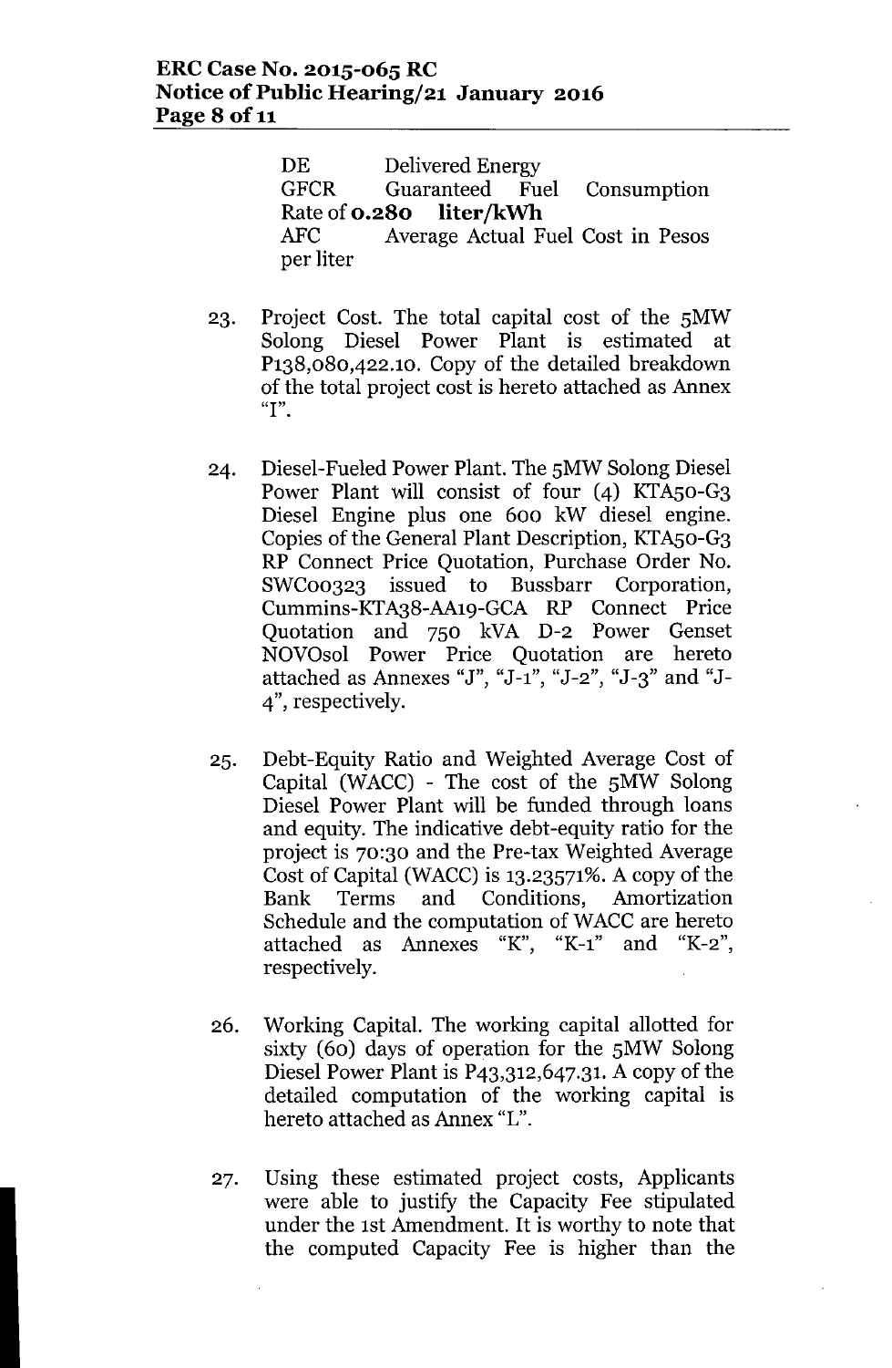DE Delivered Energy
GFCR Guaranteed Fuel Consumption Rate of **0.280 liter/kWh**
AFC Average Actual Fuel Cost in Pesos per liter

23. Project Cost. The total capital cost of the 5MW Solong Diesel Power Plant is estimated at P138,080,422.10. Copy of the detailed breakdown of the total project cost is hereto attached as Annex "I".

24. Diesel-Fueled Power Plant. The 5MW Solong Diesel Power Plant will consist of four (4) KTA50-G3 Diesel Engine plus one 600 kW diesel engine. Copies of the General Plant Description, KTA50-G3 RP Connect Price Quotation, Purchase Order No. SWC00323 issued to Bussbarr Corporation, Cummins-KTA38-AA19-GCA RP Connect Price Quotation and 750 kVA D-2 Power Genset NOVOsol Power Price Quotation are hereto attached as Annexes "J", "J-1", "J-2", "J-3" and "J-4", respectively.

25. Debt-Equity Ratio and Weighted Average Cost of Capital (WACC) - The cost of the 5MW Solong Diesel Power Plant will be funded through loans and equity. The indicative debt-equity ratio for the project is 70:30 and the Pre-tax Weighted Average Cost of Capital (WACC) is 13.23571%. A copy of the Bank Terms and Conditions, Amortization Schedule and the computation of WACC are hereto attached as Annexes "K", "K-1" and "K-2", respectively.

26. Working Capital. The working capital allotted for sixty (60) days of operation for the 5MW Solong Diesel Power Plant is P43,312,647.31. A copy of the detailed computation of the working capital is hereto attached as Annex "L".

27. Using these estimated project costs, Applicants were able to justify the Capacity Fee stipulated under the 1st Amendment. It is worthy to note that the computed Capacity Fee is higher than the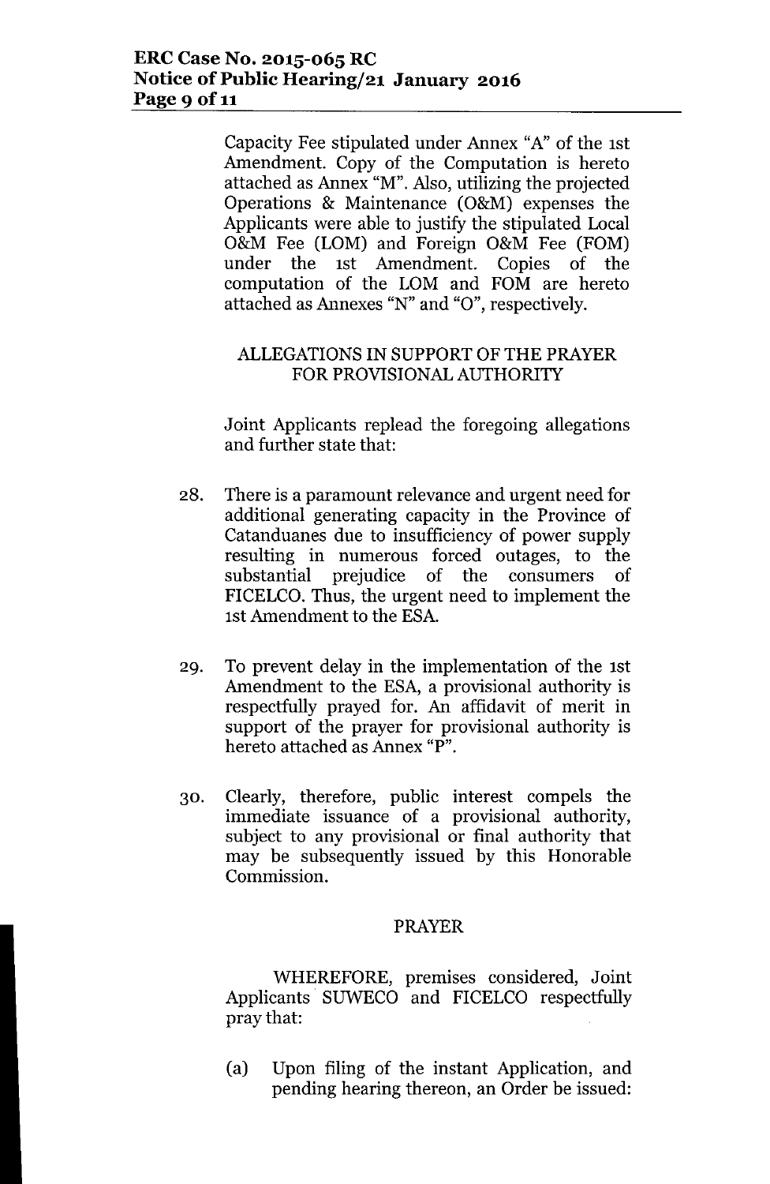Capacity Fee stipulated under Annex "A" of the 1st Amendment. Copy of the Computation is hereto attached as Annex "M". Also, utilizing the projected Operations & Maintenance (O&M) expenses the Applicants were able to justify the stipulated Local O&M Fee (LOM) and Foreign O&M Fee (FOM) under the 1st Amendment. Copies of the computation of the LOM and FOM are hereto attached as Annexes "N" and "O", respectively.

## ALLEGATIONS IN SUPPORT OF THE PRAYER FOR PROVISIONAL AUTHORITY

Joint Applicants replead the foregoing allegations and further state that:

28. There is a paramount relevance and urgent need for additional generating capacity in the Province of Catanduanes due to insufficiency of power supply resulting in numerous forced outages, to the substantial prejudice of the consumers of FICELCO. Thus, the urgent need to implement the 1st Amendment to the ESA.

29. To prevent delay in the implementation of the 1st Amendment to the ESA, a provisional authority is respectfully prayed for. An affidavit of merit in support of the prayer for provisional authority is hereto attached as Annex "P".

30. Clearly, therefore, public interest compels the immediate issuance of a provisional authority, subject to any provisional or final authority that may be subsequently issued by this Honorable Commission.

## PRAYER

WHEREFORE, premises considered, Joint Applicants SUWECO and FICELCO respectfully pray that:

(a) Upon filing of the instant Application, and pending hearing thereon, an Order be issued: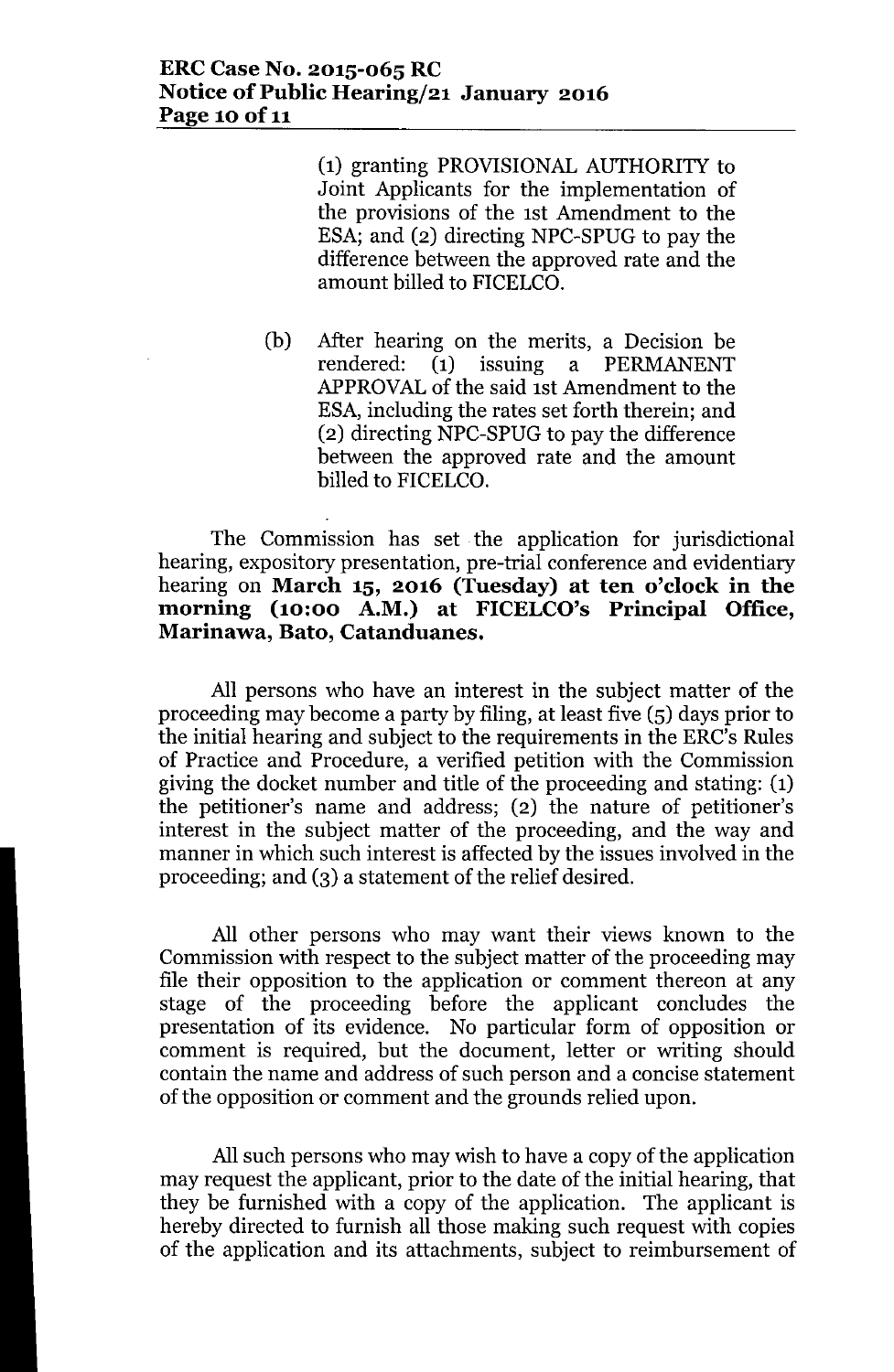(1) granting PROVISIONAL AUTHORITY to Joint Applicants for the implementation of the provisions of the 1st Amendment to the ESA; and (2) directing NPC-SPUG to pay the difference between the approved rate and the amount billed to FICELCO.

(b) After hearing on the merits, a Decision be rendered: (1) issuing a PERMANENT APPROVAL of the said 1st Amendment to the ESA, including the rates set forth therein; and (2) directing NPC-SPUG to pay the difference between the approved rate and the amount billed to FICELCO.

The Commission has set the application for jurisdictional hearing, expository presentation, pre-trial conference and evidentiary hearing on **March 15, 2016 (Tuesday) at ten o'clock in the morning (10:00 A.M.) at FICELCO's Principal Office, Marinawa, Bato, Catanduanes.**

All persons who have an interest in the subject matter of the proceeding may become a party by filing, at least five (5) days prior to the initial hearing and subject to the requirements in the ERC's Rules of Practice and Procedure, a verified petition with the Commission giving the docket number and title of the proceeding and stating: (1) the petitioner's name and address; (2) the nature of petitioner's interest in the subject matter of the proceeding, and the way and manner in which such interest is affected by the issues involved in the proceeding; and (3) a statement of the relief desired.

All other persons who may want their views known to the Commission with respect to the subject matter of the proceeding may file their opposition to the application or comment thereon at any stage of the proceeding before the applicant concludes the presentation of its evidence. No particular form of opposition or comment is required, but the document, letter or writing should contain the name and address of such person and a concise statement of the opposition or comment and the grounds relied upon.

All such persons who may wish to have a copy of the application may request the applicant, prior to the date of the initial hearing, that they be furnished with a copy of the application. The applicant is hereby directed to furnish all those making such request with copies of the application and its attachments, subject to reimbursement of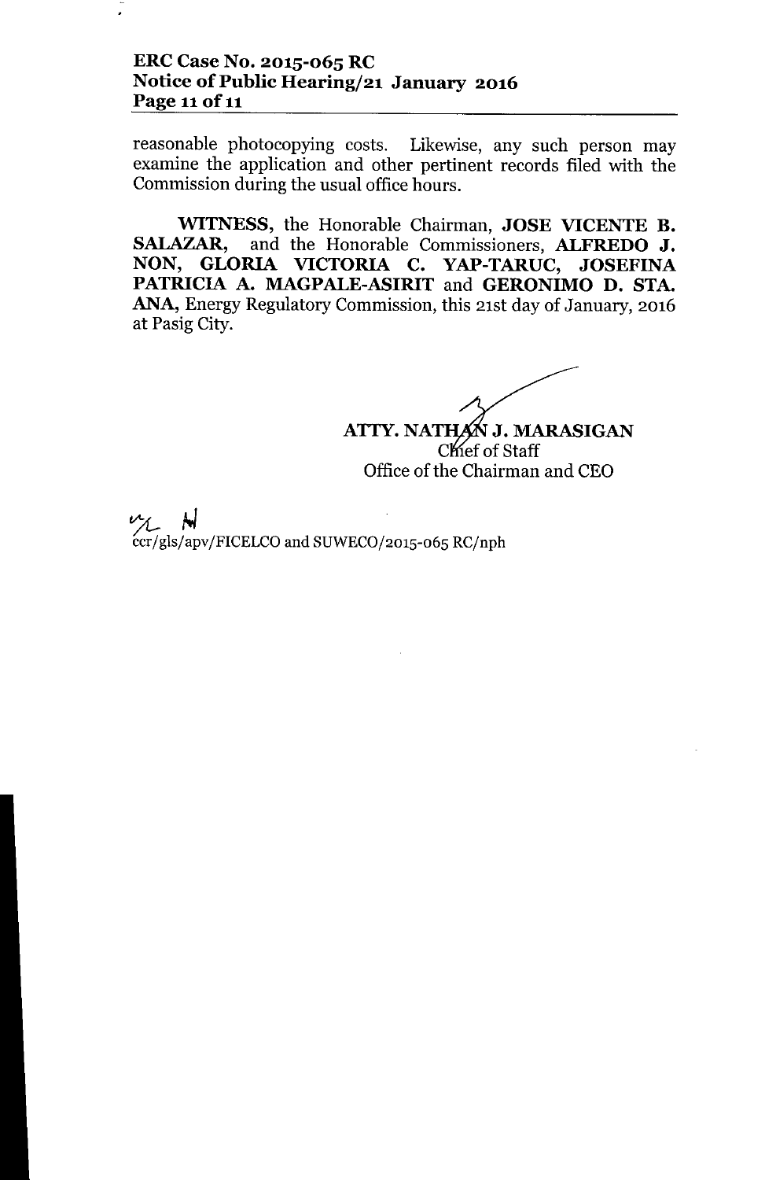reasonable photocopying costs. Likewise, any such person may examine the application and other pertinent records filed with the Commission during the usual office hours.

**WITNESS**, the Honorable Chairman, **JOSE VICENTE B. SALAZAR**, and the Honorable Commissioners, **ALFREDO J. NON**, **GLORIA VICTORIA C. YAP-TARUC**, **JOSEFINA PATRICIA A. MAGPALE-ASIRIT** and **GERONIMO D. STA. ANA**, Energy Regulatory Commission, this 21st day of January, 2016 at Pasig City.

**ATTY. NATHAN J. MARASIGAN**
Chief of Staff
Office of the Chairman and CEO

ccr/gls/apv/FICELCO and SUWECO/2015-065 RC/nph